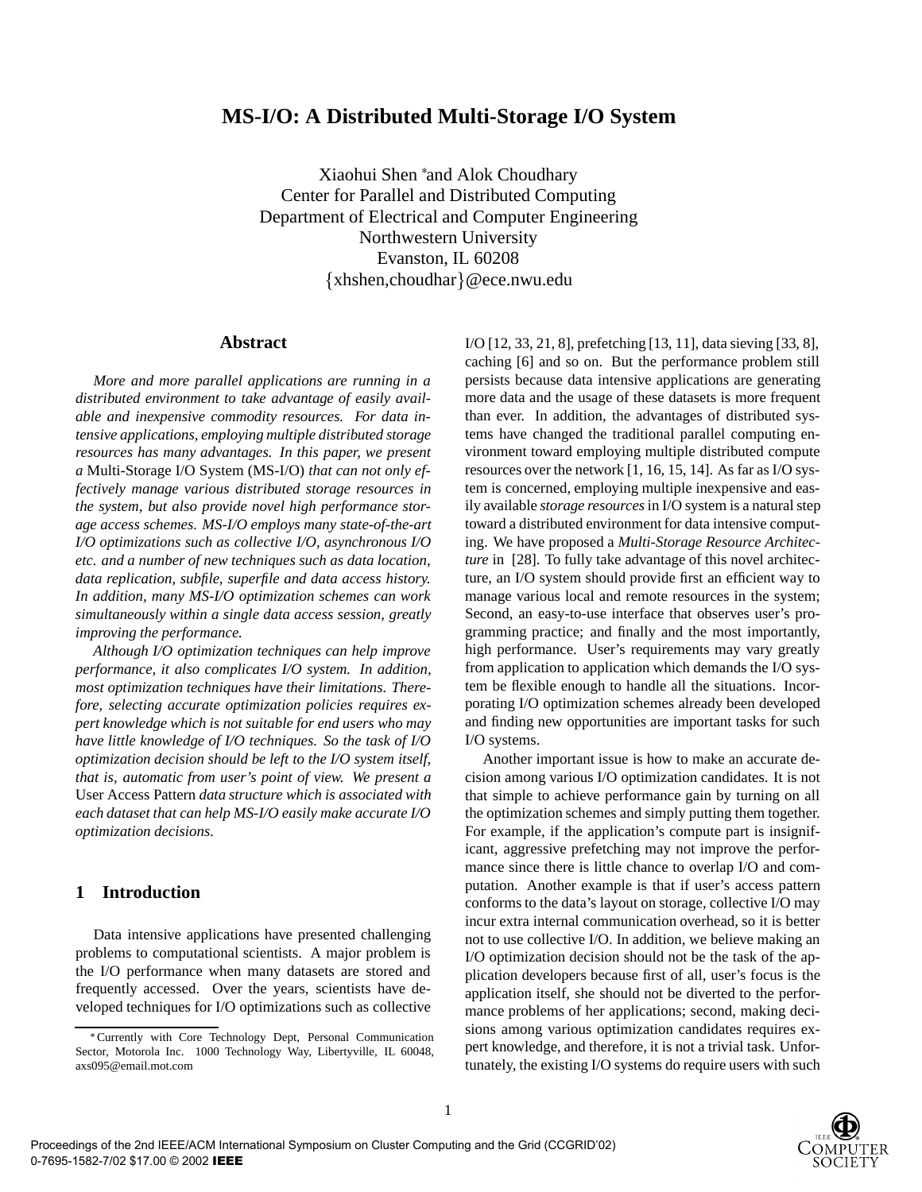# MS-I/O: A Distributed Multi-Storage I/O System

Xiaohui Shen *and Alok Choudhary
Center for Parallel and Distributed Computing
Department of Electrical and Computer Engineering
Northwestern University
Evanston, IL 60208
{xhshen,choudhar}@ece.nwu.edu

## Abstract

*More and more parallel applications are running in a distributed environment to take advantage of easily available and inexpensive commodity resources. For data intensive applications, employing multiple distributed storage resources has many advantages. In this paper, we present a* Multi-Storage I/O System (MS-I/O) *that can not only effectively manage various distributed storage resources in the system, but also provide novel high performance storage access schemes. MS-I/O employs many state-of-the-art I/O optimizations such as collective I/O, asynchronous I/O etc. and a number of new techniques such as data location, data replication, subfile, superfile and data access history. In addition, many MS-I/O optimization schemes can work simultaneously within a single data access session, greatly improving the performance.*

*Although I/O optimization techniques can help improve performance, it also complicates I/O system. In addition, most optimization techniques have their limitations. Therefore, selecting accurate optimization policies requires expert knowledge which is not suitable for end users who may have little knowledge of I/O techniques. So the task of I/O optimization decision should be left to the I/O system itself, that is, automatic from user's point of view. We present a* User Access Pattern *data structure which is associated with each dataset that can help MS-I/O easily make accurate I/O optimization decisions.*

## 1 Introduction

Data intensive applications have presented challenging problems to computational scientists. A major problem is the I/O performance when many datasets are stored and frequently accessed. Over the years, scientists have developed techniques for I/O optimizations such as collective I/O [12, 33, 21, 8], prefetching [13, 11], data sieving [33, 8], caching [6] and so on. But the performance problem still persists because data intensive applications are generating more data and the usage of these datasets is more frequent than ever. In addition, the advantages of distributed systems have changed the traditional parallel computing environment toward employing multiple distributed compute resources over the network [1, 16, 15, 14]. As far as I/O system is concerned, employing multiple inexpensive and easily available *storage resources* in I/O system is a natural step toward a distributed environment for data intensive computing. We have proposed a *Multi-Storage Resource Architecture* in [28]. To fully take advantage of this novel architecture, an I/O system should provide first an efficient way to manage various local and remote resources in the system; Second, an easy-to-use interface that observes user's programming practice; and finally and the most importantly, high performance. User's requirements may vary greatly from application to application which demands the I/O system be flexible enough to handle all the situations. Incorporating I/O optimization schemes already been developed and finding new opportunities are important tasks for such I/O systems.

Another important issue is how to make an accurate decision among various I/O optimization candidates. It is not that simple to achieve performance gain by turning on all the optimization schemes and simply putting them together. For example, if the application's compute part is insignificant, aggressive prefetching may not improve the performance since there is little chance to overlap I/O and computation. Another example is that if user's access pattern conforms to the data's layout on storage, collective I/O may incur extra internal communication overhead, so it is better not to use collective I/O. In addition, we believe making an I/O optimization decision should not be the task of the application developers because first of all, user's focus is the application itself, she should not be diverted to the performance problems of her applications; second, making decisions among various optimization candidates requires expert knowledge, and therefore, it is not a trivial task. Unfortunately, the existing I/O systems do require users with such

*Currently with Core Technology Dept, Personal Communication Sector, Motorola Inc. 1000 Technology Way, Libertyville, IL 60048, axs095@email.mot.com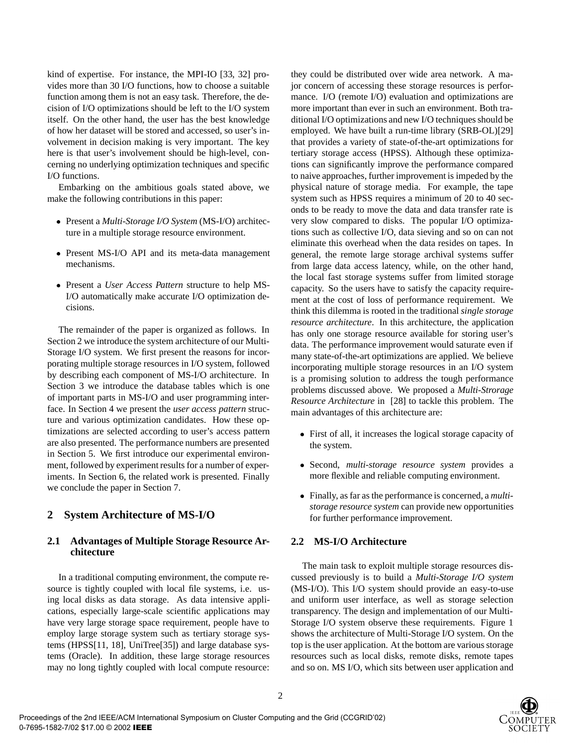kind of expertise. For instance, the MPI-IO [33, 32] provides more than 30 I/O functions, how to choose a suitable function among them is not an easy task. Therefore, the decision of I/O optimizations should be left to the I/O system itself. On the other hand, the user has the best knowledge of how her dataset will be stored and accessed, so user's involvement in decision making is very important. The key here is that user's involvement should be high-level, concerning no underlying optimization techniques and specific I/O functions.

Embarking on the ambitious goals stated above, we make the following contributions in this paper:

- Present a *Multi-Storage I/O System* (MS-I/O) architecture in a multiple storage resource environment.
- Present MS-I/O API and its meta-data management mechanisms.
- Present a *User Access Pattern* structure to help MS-I/O automatically make accurate I/O optimization decisions.

The remainder of the paper is organized as follows. In Section 2 we introduce the system architecture of our Multi-Storage I/O system. We first present the reasons for incorporating multiple storage resources in I/O system, followed by describing each component of MS-I/O architecture. In Section 3 we introduce the database tables which is one of important parts in MS-I/O and user programming interface. In Section 4 we present the *user access pattern* structure and various optimization candidates. How these optimizations are selected according to user's access pattern are also presented. The performance numbers are presented in Section 5. We first introduce our experimental environment, followed by experiment results for a number of experiments. In Section 6, the related work is presented. Finally we conclude the paper in Section 7.

## 2 System Architecture of MS-I/O

### 2.1 Advantages of Multiple Storage Resource Architecture

In a traditional computing environment, the compute resource is tightly coupled with local file systems, i.e. using local disks as data storage. As data intensive applications, especially large-scale scientific applications may have very large storage space requirement, people have to employ large storage system such as tertiary storage systems (HPSS[11, 18], UniTree[35]) and large database systems (Oracle). In addition, these large storage resources may no long tightly coupled with local compute resource: they could be distributed over wide area network. A major concern of accessing these storage resources is performance. I/O (remote I/O) evaluation and optimizations are more important than ever in such an environment. Both traditional I/O optimizations and new I/O techniques should be employed. We have built a run-time library (SRB-OL)[29] that provides a variety of state-of-the-art optimizations for tertiary storage access (HPSS). Although these optimizations can significantly improve the performance compared to naive approaches, further improvement is impeded by the physical nature of storage media. For example, the tape system such as HPSS requires a minimum of 20 to 40 seconds to be ready to move the data and data transfer rate is very slow compared to disks. The popular I/O optimizations such as collective I/O, data sieving and so on can not eliminate this overhead when the data resides on tapes. In general, the remote large storage archival systems suffer from large data access latency, while, on the other hand, the local fast storage systems suffer from limited storage capacity. So the users have to satisfy the capacity requirement at the cost of loss of performance requirement. We think this dilemma is rooted in the traditional *single storage resource architecture*. In this architecture, the application has only one storage resource available for storing user's data. The performance improvement would saturate even if many state-of-the-art optimizations are applied. We believe incorporating multiple storage resources in an I/O system is a promising solution to address the tough performance problems discussed above. We proposed a *Multi-Strorage Resource Architecture* in [28] to tackle this problem. The main advantages of this architecture are:

- First of all, it increases the logical storage capacity of the system.
- Second, *multi-storage resource system* provides a more flexible and reliable computing environment.
- Finally, as far as the performance is concerned, a *multi-storage resource system* can provide new opportunities for further performance improvement.

### 2.2 MS-I/O Architecture

The main task to exploit multiple storage resources discussed previously is to build a *Multi-Storage I/O system* (MS-I/O). This I/O system should provide an easy-to-use and uniform user interface, as well as storage selection transparency. The design and implementation of our Multi-Storage I/O system observe these requirements. Figure 1 shows the architecture of Multi-Storage I/O system. On the top is the user application. At the bottom are various storage resources such as local disks, remote disks, remote tapes and so on. MS I/O, which sits between user application and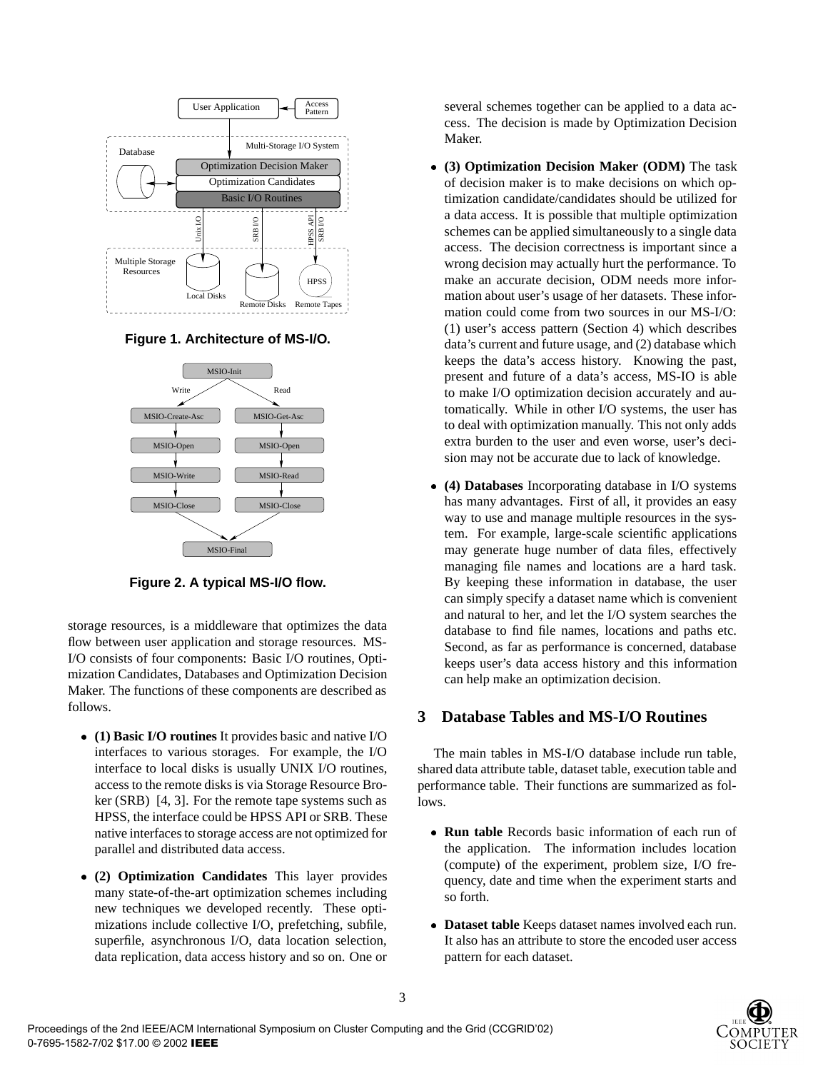User Application

Access Pattern

Database

Multi-Storage I/O System

Optimization Decision Maker

Optimization Candidates

Basic I/O Routines

Unix I/O

SRB I/O

HPSS API

SRB I/O

Multiple Storage Resources

Local Disks

Remote Disks

HPSS

Remote Tapes

**Figure 1. Architecture of MS-I/O.**

MSIO-Init

Write

Read

MSIO-Create-Asc

MSIO-Get-Asc

MSIO-Open

MSIO-Open

MSIO-Write

MSIO-Read

MSIO-Close

MSIO-Close

MSIO-Final

**Figure 2. A typical MS-I/O flow.**

storage resources, is a middleware that optimizes the data flow between user application and storage resources. MS-I/O consists of four components: Basic I/O routines, Optimization Candidates, Databases and Optimization Decision Maker. The functions of these components are described as follows.

- **(1) Basic I/O routines** It provides basic and native I/O interfaces to various storages. For example, the I/O interface to local disks is usually UNIX I/O routines, access to the remote disks is via Storage Resource Broker (SRB) [4, 3]. For the remote tape systems such as HPSS, the interface could be HPSS API or SRB. These native interfaces to storage access are not optimized for parallel and distributed data access.

- **(2) Optimization Candidates** This layer provides many state-of-the-art optimization schemes including new techniques we developed recently. These optimizations include collective I/O, prefetching, subfile, superfile, asynchronous I/O, data location selection, data replication, data access history and so on. One or several schemes together can be applied to a data access. The decision is made by Optimization Decision Maker.

- **(3) Optimization Decision Maker (ODM)** The task of decision maker is to make decisions on which optimization candidate/candidates should be utilized for a data access. It is possible that multiple optimization schemes can be applied simultaneously to a single data access. The decision correctness is important since a wrong decision may actually hurt the performance. To make an accurate decision, ODM needs more information about user's usage of her datasets. These information could come from two sources in our MS-I/O: (1) user's access pattern (Section 4) which describes data's current and future usage, and (2) database which keeps the data's access history. Knowing the past, present and future of a data's access, MS-IO is able to make I/O optimization decision accurately and automatically. While in other I/O systems, the user has to deal with optimization manually. This not only adds extra burden to the user and even worse, user's decision may not be accurate due to lack of knowledge.

- **(4) Databases** Incorporating database in I/O systems has many advantages. First of all, it provides an easy way to use and manage multiple resources in the system. For example, large-scale scientific applications may generate huge number of data files, effectively managing file names and locations are a hard task. By keeping these information in database, the user can simply specify a dataset name which is convenient and natural to her, and let the I/O system searches the database to find file names, locations and paths etc. Second, as far as performance is concerned, database keeps user's data access history and this information can help make an optimization decision.

## 3 Database Tables and MS-I/O Routines

The main tables in MS-I/O database include run table, shared data attribute table, dataset table, execution table and performance table. Their functions are summarized as follows.

- **Run table** Records basic information of each run of the application. The information includes location (compute) of the experiment, problem size, I/O frequency, date and time when the experiment starts and so forth.

- **Dataset table** Keeps dataset names involved each run. It also has an attribute to store the encoded user access pattern for each dataset.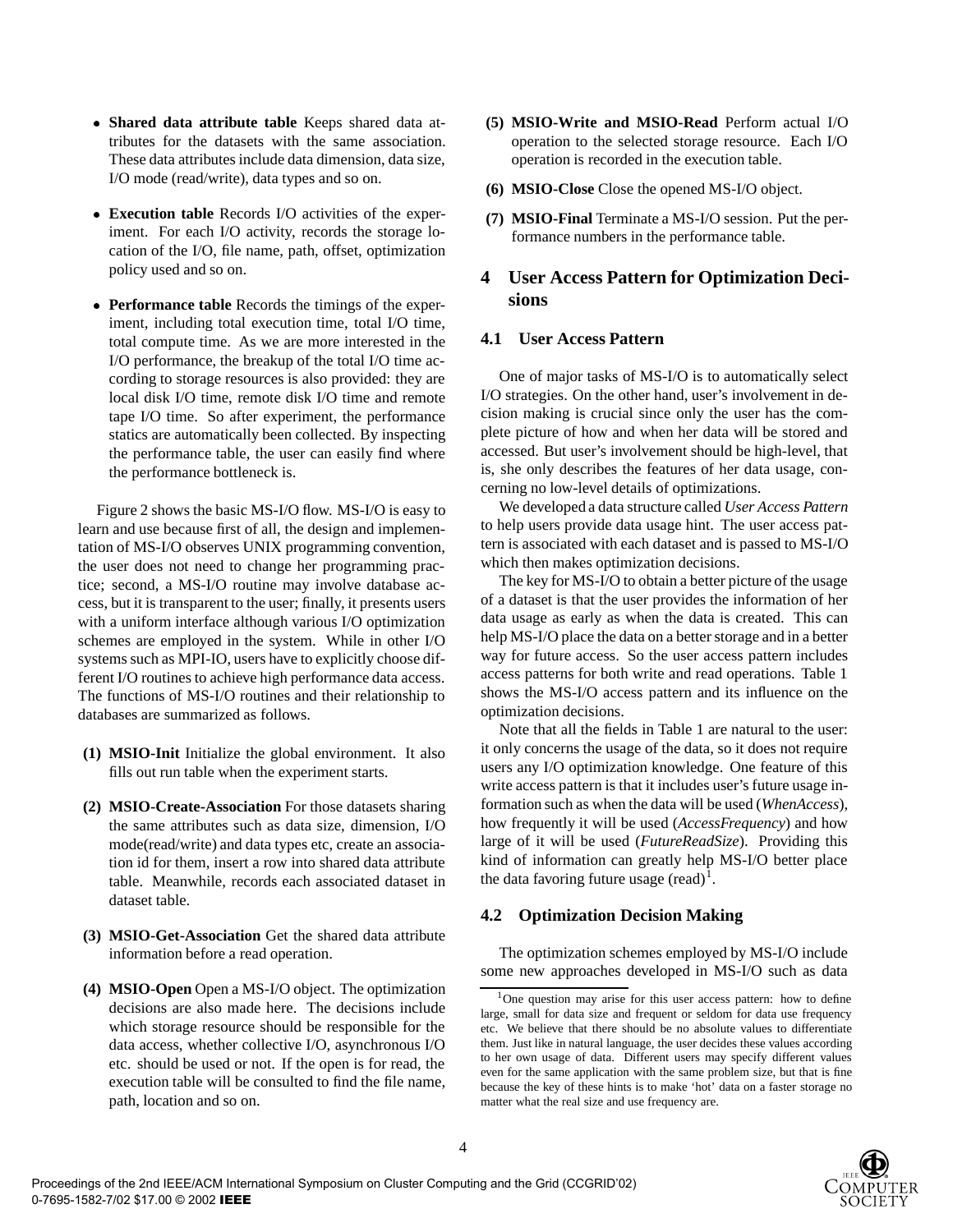- **Shared data attribute table** Keeps shared data attributes for the datasets with the same association. These data attributes include data dimension, data size, I/O mode (read/write), data types and so on.

- **Execution table** Records I/O activities of the experiment. For each I/O activity, records the storage location of the I/O, file name, path, offset, optimization policy used and so on.

- **Performance table** Records the timings of the experiment, including total execution time, total I/O time, total compute time. As we are more interested in the I/O performance, the breakup of the total I/O time according to storage resources is also provided: they are local disk I/O time, remote disk I/O time and remote tape I/O time. So after experiment, the performance statics are automatically been collected. By inspecting the performance table, the user can easily find where the performance bottleneck is.

Figure 2 shows the basic MS-I/O flow. MS-I/O is easy to learn and use because first of all, the design and implementation of MS-I/O observes UNIX programming convention, the user does not need to change her programming practice; second, a MS-I/O routine may involve database access, but it is transparent to the user; finally, it presents users with a uniform interface although various I/O optimization schemes are employed in the system. While in other I/O systems such as MPI-IO, users have to explicitly choose different I/O routines to achieve high performance data access. The functions of MS-I/O routines and their relationship to databases are summarized as follows.

**(1) MSIO-Init** Initialize the global environment. It also fills out run table when the experiment starts.

**(2) MSIO-Create-Association** For those datasets sharing the same attributes such as data size, dimension, I/O mode(read/write) and data types etc, create an association id for them, insert a row into shared data attribute table. Meanwhile, records each associated dataset in dataset table.

**(3) MSIO-Get-Association** Get the shared data attribute information before a read operation.

**(4) MSIO-Open** Open a MS-I/O object. The optimization decisions are also made here. The decisions include which storage resource should be responsible for the data access, whether collective I/O, asynchronous I/O etc. should be used or not. If the open is for read, the execution table will be consulted to find the file name, path, location and so on.

**(5) MSIO-Write and MSIO-Read** Perform actual I/O operation to the selected storage resource. Each I/O operation is recorded in the execution table.

**(6) MSIO-Close** Close the opened MS-I/O object.

**(7) MSIO-Final** Terminate a MS-I/O session. Put the performance numbers in the performance table.

## 4 User Access Pattern for Optimization Decisions

### 4.1 User Access Pattern

One of major tasks of MS-I/O is to automatically select I/O strategies. On the other hand, user's involvement in decision making is crucial since only the user has the complete picture of how and when her data will be stored and accessed. But user's involvement should be high-level, that is, she only describes the features of her data usage, concerning no low-level details of optimizations.

We developed a data structure called *User Access Pattern* to help users provide data usage hint. The user access pattern is associated with each dataset and is passed to MS-I/O which then makes optimization decisions.

The key for MS-I/O to obtain a better picture of the usage of a dataset is that the user provides the information of her data usage as early as when the data is created. This can help MS-I/O place the data on a better storage and in a better way for future access. So the user access pattern includes access patterns for both write and read operations. Table 1 shows the MS-I/O access pattern and its influence on the optimization decisions.

Note that all the fields in Table 1 are natural to the user: it only concerns the usage of the data, so it does not require users any I/O optimization knowledge. One feature of this write access pattern is that it includes user's future usage information such as when the data will be used (*WhenAccess*), how frequently it will be used (*AccessFrequency*) and how large of it will be used (*FutureReadSize*). Providing this kind of information can greatly help MS-I/O better place the data favoring future usage (read)[1].

### 4.2 Optimization Decision Making

The optimization schemes employed by MS-I/O include some new approaches developed in MS-I/O such as data

[1] One question may arise for this user access pattern: how to define large, small for data size and frequent or seldom for data use frequency etc. We believe that there should be no absolute values to differentiate them. Just like in natural language, the user decides these values according to her own usage of data. Different users may specify different values even for the same application with the same problem size, but that is fine because the key of these hints is to make 'hot' data on a faster storage no matter what the real size and use frequency are.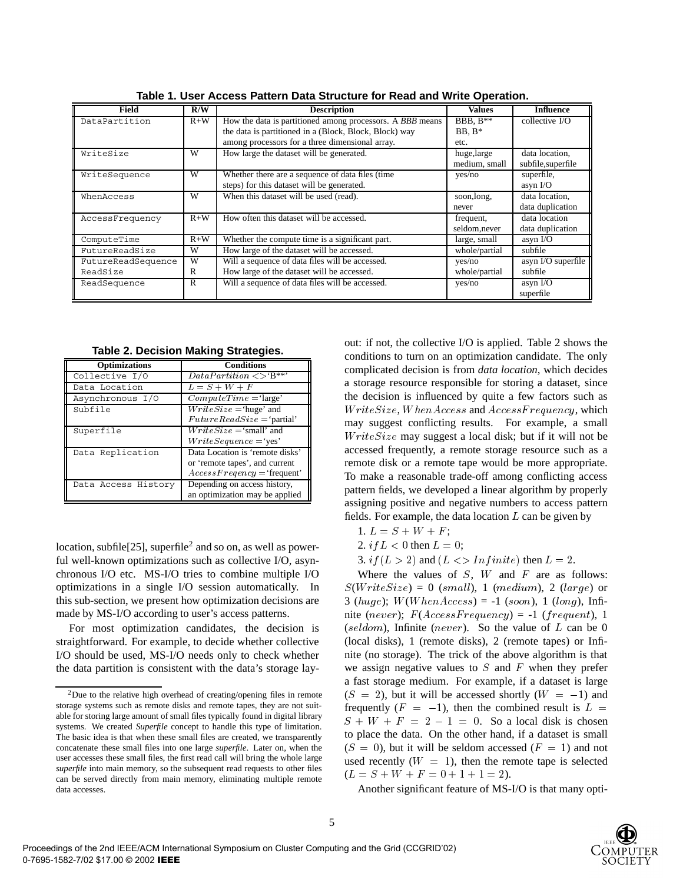**Table 1. User Access Pattern Data Structure for Read and Write Operation.**

| Field | R/W | Description | Values | Influence |
|---|---|---|---|---|
| DataPartition | R+W | How the data is partitioned among processors. A *BBB* means the data is partitioned in a (Block, Block, Block) way among processors for a three dimensional array. | BBB, B** BB, B* etc. | collective I/O |
| WriteSize | W | How large the dataset will be generated. | huge,large medium, small | data location, subfile,superfile |
| WriteSequence | W | Whether there are a sequence of data files (time steps) for this dataset will be generated. | yes/no | superfile, asyn I/O |
| WhenAccess | W | When this dataset will be used (read). | soon,long, never | data location, data duplication |
| AccessFrequency | R+W | How often this dataset will be accessed. | frequent, seldom,never | data location data duplication |
| ComputeTime | R+W | Whether the compute time is a significant part. | large, small | asyn I/O |
| FutureReadSize | W | How large of the dataset will be accessed. | whole/partial | subfile |
| FutureReadSequence | W | Will a sequence of data files will be accessed. | yes/no | asyn I/O superfile |
| ReadSize | R | How large of the dataset will be accessed. | whole/partial | subfile |
| ReadSequence | R | Will a sequence of data files will be accessed. | yes/no | asyn I/O superfile |

**Table 2. Decision Making Strategies.**

| Optimizations | Conditions |
|---|---|
| Collective I/O | $DataPartition <>$'B**' |
| Data Location | $L = S + W + F$ |
| Asynchronous I/O | $ComputeTime =$'large' |
| Subfile | $WriteSize =$'huge' and $FutureReadSize =$'partial' |
| Superfile | $WriteSize =$'small' and $WriteSequence =$'yes' |
| Data Replication | Data Location is 'remote disks' or 'remote tapes', and current $AccessFreqency =$'frequent' |
| Data Access History | Depending on access history, an optimization may be applied |

location, subfile[25], superfile[2] and so on, as well as powerful well-known optimizations such as collective I/O, asynchronous I/O etc. MS-I/O tries to combine multiple I/O optimizations in a single I/O session automatically. In this sub-section, we present how optimization decisions are made by MS-I/O according to user's access patterns.

For most optimization candidates, the decision is straightforward. For example, to decide whether collective I/O should be used, MS-I/O needs only to check whether the data partition is consistent with the data's storage layout: if not, the collective I/O is applied. Table 2 shows the conditions to turn on an optimization candidate. The only complicated decision is from *data location*, which decides a storage resource responsible for storing a dataset, since the decision is influenced by quite a few factors such as $WriteSize$, $WhenAccess$ and $AccessFrequency$, which may suggest conflicting results. For example, a small $WriteSize$ may suggest a local disk; but if it will not be accessed frequently, a remote storage resource such as a remote disk or a remote tape would be more appropriate. To make a reasonable trade-off among conflicting access pattern fields, we developed a linear algorithm by properly assigning positive and negative numbers to access pattern fields. For example, the data location $L$ can be given by

1. $L = S + W + F$;
2. $if\, L < 0$ then $L = 0$;
3. $if\,(L > 2)$ and $(L <> Infinite)$ then $L = 2$.

Where the values of $S$, $W$ and $F$ are as follows: $S(WriteSize)$ = 0 ($small$), 1 ($medium$), 2 ($large$) or 3 ($huge$); $W(WhenAccess)$ = -1 ($soon$), 1 ($long$), Infinite ($never$); $F(AccessFrequency)$ = -1 ($frequent$), 1 ($seldom$), Infinite ($never$). So the value of $L$ can be 0 (local disks), 1 (remote disks), 2 (remote tapes) or Infinite (no storage). The trick of the above algorithm is that we assign negative values to $S$ and $F$ when they prefer a fast storage medium. For example, if a dataset is large ($S = 2$), but it will be accessed shortly ($W = -1$) and frequently ($F = -1$), then the combined result is $L = S + W + F = 2 - 1 = 0$. So a local disk is chosen to place the data. On the other hand, if a dataset is small ($S = 0$), but it will be seldom accessed ($F = 1$) and not used recently ($W = 1$), then the remote tape is selected ($L = S + W + F = 0 + 1 + 1 = 2$).

Another significant feature of MS-I/O is that many opti-

[2] Due to the relative high overhead of creating/opening files in remote storage systems such as remote disks and remote tapes, they are not suitable for storing large amount of small files typically found in digital library systems. We created *Superfile* concept to handle this type of limitation. The basic idea is that when these small files are created, we transparently concatenate these small files into one large *superfile*. Later on, when the user accesses these small files, the first read call will bring the whole large *superfile* into main memory, so the subsequent read requests to other files can be served directly from main memory, eliminating multiple remote data accesses.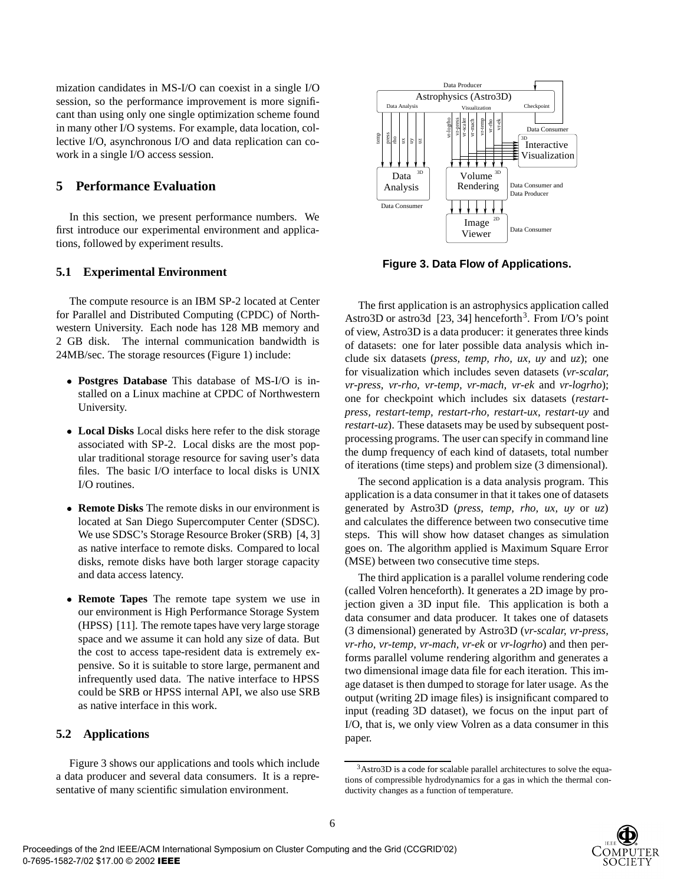mization candidates in MS-I/O can coexist in a single I/O session, so the performance improvement is more significant than using only one single optimization scheme found in many other I/O systems. For example, data location, collective I/O, asynchronous I/O and data replication can co-work in a single I/O access session.

## 5 Performance Evaluation

In this section, we present performance numbers. We first introduce our experimental environment and applications, followed by experiment results.

### 5.1 Experimental Environment

The compute resource is an IBM SP-2 located at Center for Parallel and Distributed Computing (CPDC) of Northwestern University. Each node has 128 MB memory and 2 GB disk. The internal communication bandwidth is 24MB/sec. The storage resources (Figure 1) include:

- **Postgres Database** This database of MS-I/O is installed on a Linux machine at CPDC of Northwestern University.
- **Local Disks** Local disks here refer to the disk storage associated with SP-2. Local disks are the most popular traditional storage resource for saving user's data files. The basic I/O interface to local disks is UNIX I/O routines.
- **Remote Disks** The remote disks in our environment is located at San Diego Supercomputer Center (SDSC). We use SDSC's Storage Resource Broker (SRB) [4, 3] as native interface to remote disks. Compared to local disks, remote disks have both larger storage capacity and data access latency.
- **Remote Tapes** The remote tape system we use in our environment is High Performance Storage System (HPSS) [11]. The remote tapes have very large storage space and we assume it can hold any size of data. But the cost to access tape-resident data is extremely expensive. So it is suitable to store large, permanent and infrequently used data. The native interface to HPSS could be SRB or HPSS internal API, we also use SRB as native interface in this work.

### 5.2 Applications

Figure 3 shows our applications and tools which include a data producer and several data consumers. It is a representative of many scientific simulation environment.

**Figure 3. Data Flow of Applications.**

The first application is an astrophysics application called Astro3D or astro3d [23, 34] henceforth[3]. From I/O's point of view, Astro3D is a data producer: it generates three kinds of datasets: one for later possible data analysis which include six datasets (*press, temp, rho, ux, uy* and *uz*); one for visualization which includes seven datasets (*vr-scalar, vr-press, vr-rho, vr-temp, vr-mach, vr-ek* and *vr-logrho*); one for checkpoint which includes six datasets (*restart-press, restart-temp, restart-rho, restart-ux, restart-uy* and *restart-uz*). These datasets may be used by subsequent post-processing programs. The user can specify in command line the dump frequency of each kind of datasets, total number of iterations (time steps) and problem size (3 dimensional).

The second application is a data analysis program. This application is a data consumer in that it takes one of datasets generated by Astro3D (*press, temp, rho, ux, uy* or *uz*) and calculates the difference between two consecutive time steps. This will show how dataset changes as simulation goes on. The algorithm applied is Maximum Square Error (MSE) between two consecutive time steps.

The third application is a parallel volume rendering code (called Volren henceforth). It generates a 2D image by projection given a 3D input file. This application is both a data consumer and data producer. It takes one of datasets (3 dimensional) generated by Astro3D (*vr-scalar, vr-press, vr-rho, vr-temp, vr-mach, vr-ek* or *vr-logrho*) and then performs parallel volume rendering algorithm and generates a two dimensional image data file for each iteration. This image dataset is then dumped to storage for later usage. As the output (writing 2D image files) is insignificant compared to input (reading 3D dataset), we focus on the input part of I/O, that is, we only view Volren as a data consumer in this paper.

[3] Astro3D is a code for scalable parallel architectures to solve the equations of compressible hydrodynamics for a gas in which the thermal conductivity changes as a function of temperature.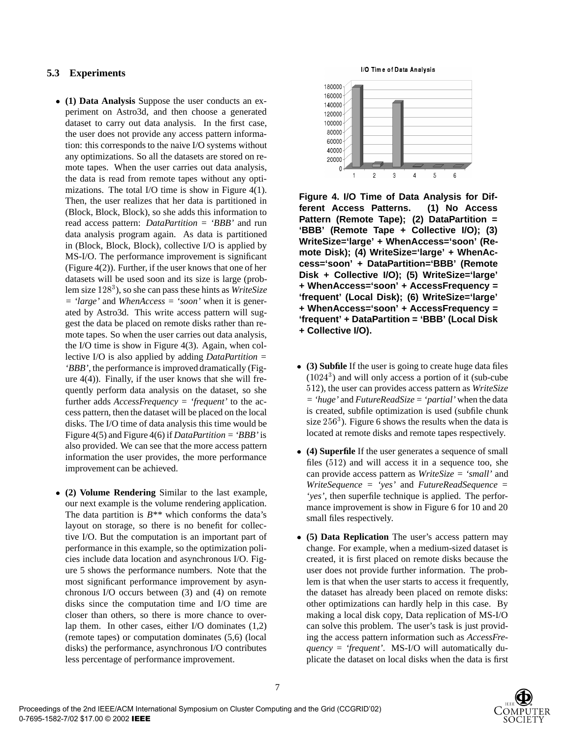### 5.3 Experiments

- **(1) Data Analysis** Suppose the user conducts an experiment on Astro3d, and then choose a generated dataset to carry out data analysis. In the first case, the user does not provide any access pattern information: this corresponds to the naive I/O systems without any optimizations. So all the datasets are stored on remote tapes. When the user carries out data analysis, the data is read from remote tapes without any optimizations. The total I/O time is show in Figure 4(1). Then, the user realizes that her data is partitioned in (Block, Block, Block), so she adds this information to read access pattern: *DataPartition = 'BBB'* and run data analysis program again. As data is partitioned in (Block, Block, Block), collective I/O is applied by MS-I/O. The performance improvement is significant (Figure 4(2)). Further, if the user knows that one of her datasets will be used soon and its size is large (problem size $128^3$), so she can pass these hints as *WriteSize = 'large'* and *WhenAccess = 'soon'* when it is generated by Astro3d. This write access pattern will suggest the data be placed on remote disks rather than remote tapes. So when the user carries out data analysis, the I/O time is show in Figure 4(3). Again, when collective I/O is also applied by adding *DataPartition = 'BBB'*, the performance is improved dramatically (Figure 4(4)). Finally, if the user knows that she will frequently perform data analysis on the dataset, so she further adds *AccessFrequency = 'frequent'* to the access pattern, then the dataset will be placed on the local disks. The I/O time of data analysis this time would be Figure 4(5) and Figure 4(6) if *DataPartition = 'BBB'* is also provided. We can see that the more access pattern information the user provides, the more performance improvement can be achieved.

- **(2) Volume Rendering** Similar to the last example, our next example is the volume rendering application. The data partition is *B*\*\** which conforms the data's layout on storage, so there is no benefit for collective I/O. But the computation is an important part of performance in this example, so the optimization policies include data location and asynchronous I/O. Figure 5 shows the performance numbers. Note that the most significant performance improvement by asynchronous I/O occurs between (3) and (4) on remote disks since the computation time and I/O time are closer than others, so there is more chance to overlap them. In other cases, either I/O dominates (1,2) (remote tapes) or computation dominates (5,6) (local disks) the performance, asynchronous I/O contributes less percentage of performance improvement.

**Figure 4. I/O Time of Data Analysis for Different Access Patterns. (1) No Access Pattern (Remote Tape); (2) DataPartition = 'BBB' (Remote Tape + Collective I/O); (3) WriteSize='large' + WhenAccess='soon' (Remote Disk); (4) WriteSize='large' + WhenAccess='soon' + DataPartition='BBB' (Remote Disk + Collective I/O); (5) WriteSize='large' + WhenAccess='soon' + AccessFrequency = 'frequent' (Local Disk); (6) WriteSize='large' + WhenAccess='soon' + AccessFrequency = 'frequent' + DataPartition = 'BBB' (Local Disk + Collective I/O).**

- **(3) Subfile** If the user is going to create huge data files ($1024^3$) and will only access a portion of it (sub-cube $512$), the user can provides access pattern as *WriteSize = 'huge'* and *FutureReadSize = 'partial'* when the data is created, subfile optimization is used (subfile chunk size $256^3$). Figure 6 shows the results when the data is located at remote disks and remote tapes respectively.

- **(4) Superfile** If the user generates a sequence of small files ($512$) and will access it in a sequence too, she can provide access pattern as *WriteSize = 'small'* and *WriteSequence = 'yes'* and *FutureReadSequence = 'yes'*, then superfile technique is applied. The performance improvement is show in Figure 6 for 10 and 20 small files respectively.

- **(5) Data Replication** The user's access pattern may change. For example, when a medium-sized dataset is created, it is first placed on remote disks because the user does not provide further information. The problem is that when the user starts to access it frequently, the dataset has already been placed on remote disks: other optimizations can hardly help in this case. By making a local disk copy, Data replication of MS-I/O can solve this problem. The user's task is just providing the access pattern information such as *AccessFrequency = 'frequent'*. MS-I/O will automatically duplicate the dataset on local disks when the data is first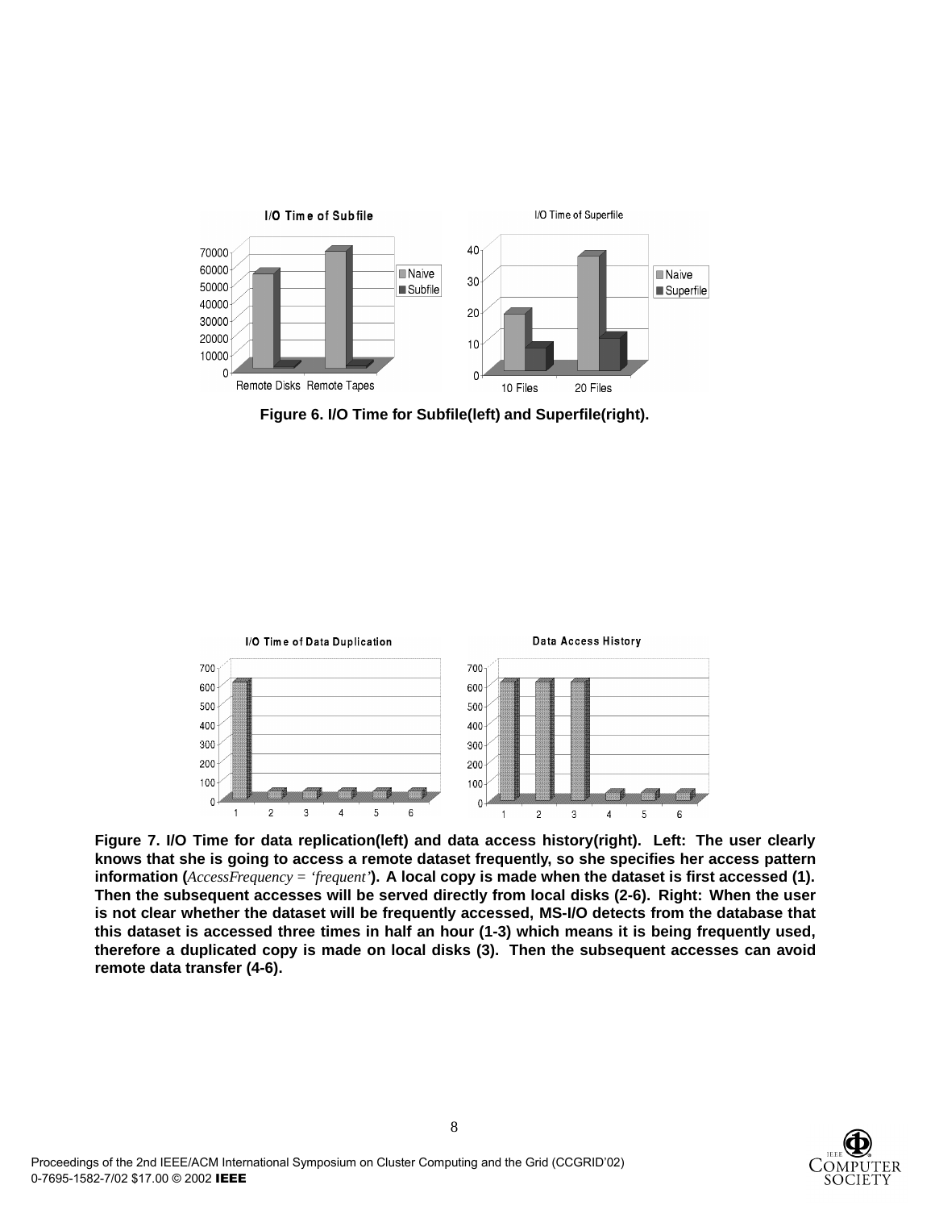Figure 6. I/O Time for Subfile(left) and Superfile(right).

Figure 7. I/O Time for data replication(left) and data access history(right). Left: The user clearly knows that she is going to access a remote dataset frequently, so she specifies her access pattern information (*AccessFrequency = 'frequent'*). A local copy is made when the dataset is first accessed (1). Then the subsequent accesses will be served directly from local disks (2-6). Right: When the user is not clear whether the dataset will be frequently accessed, MS-I/O detects from the database that this dataset is accessed three times in half an hour (1-3) which means it is being frequently used, therefore a duplicated copy is made on local disks (3). Then the subsequent accesses can avoid remote data transfer (4-6).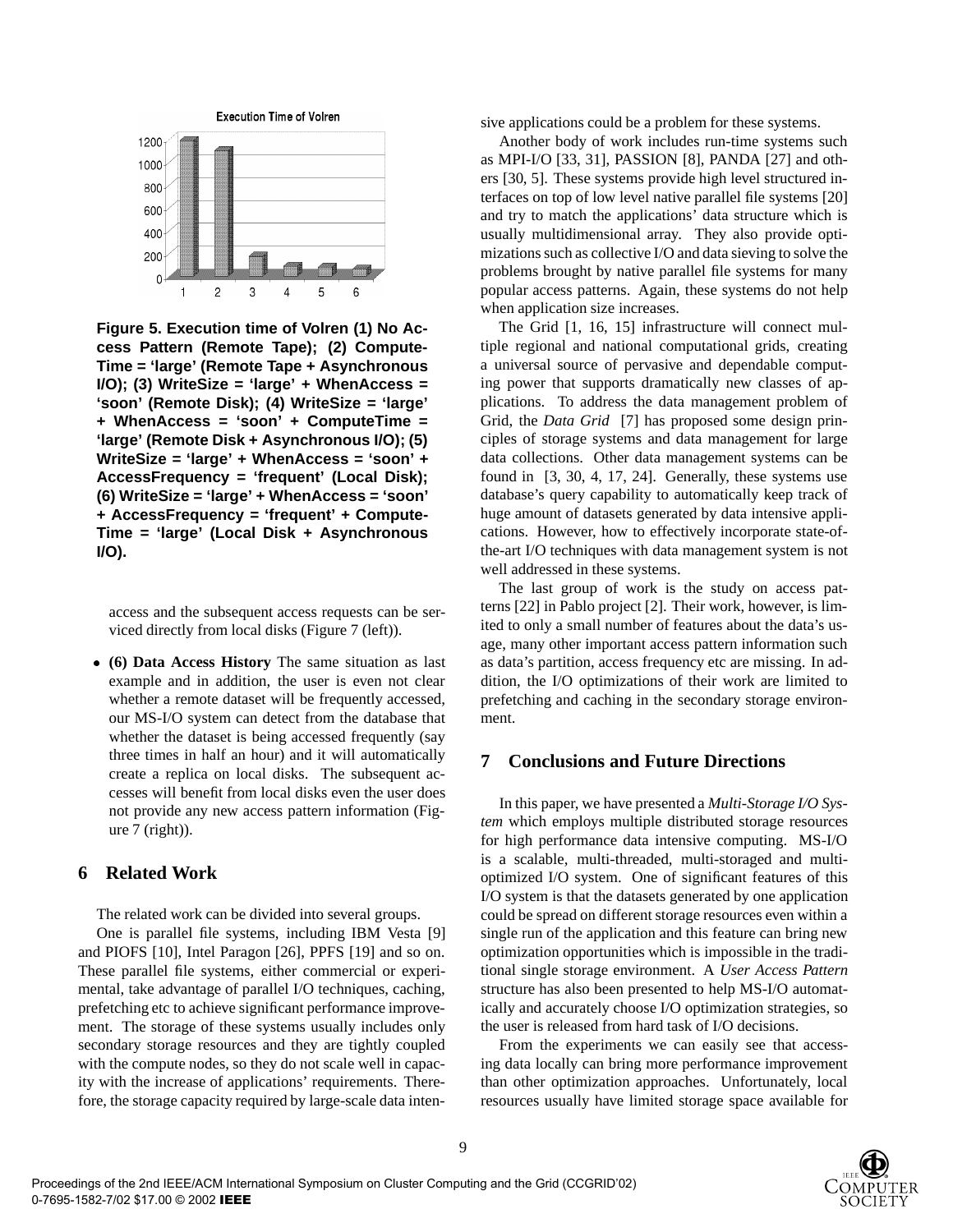**Figure 5. Execution time of Volren (1) No Access Pattern (Remote Tape); (2) ComputeTime = 'large' (Remote Tape + Asynchronous I/O); (3) WriteSize = 'large' + WhenAccess = 'soon' (Remote Disk); (4) WriteSize = 'large' + WhenAccess = 'soon' + ComputeTime = 'large' (Remote Disk + Asynchronous I/O); (5) WriteSize = 'large' + WhenAccess = 'soon' + AccessFrequency = 'frequent' (Local Disk); (6) WriteSize = 'large' + WhenAccess = 'soon' + AccessFrequency = 'frequent' + ComputeTime = 'large' (Local Disk + Asynchronous I/O).**

access and the subsequent access requests can be serviced directly from local disks (Figure 7 (left)).

- **(6) Data Access History** The same situation as last example and in addition, the user is even not clear whether a remote dataset will be frequently accessed, our MS-I/O system can detect from the database that whether the dataset is being accessed frequently (say three times in half an hour) and it will automatically create a replica on local disks. The subsequent accesses will benefit from local disks even the user does not provide any new access pattern information (Figure 7 (right)).

## 6 Related Work

The related work can be divided into several groups.

One is parallel file systems, including IBM Vesta [9] and PIOFS [10], Intel Paragon [26], PPFS [19] and so on. These parallel file systems, either commercial or experimental, take advantage of parallel I/O techniques, caching, prefetching etc to achieve significant performance improvement. The storage of these systems usually includes only secondary storage resources and they are tightly coupled with the compute nodes, so they do not scale well in capacity with the increase of applications' requirements. Therefore, the storage capacity required by large-scale data intensive applications could be a problem for these systems.

Another body of work includes run-time systems such as MPI-I/O [33, 31], PASSION [8], PANDA [27] and others [30, 5]. These systems provide high level structured interfaces on top of low level native parallel file systems [20] and try to match the applications' data structure which is usually multidimensional array. They also provide optimizations such as collective I/O and data sieving to solve the problems brought by native parallel file systems for many popular access patterns. Again, these systems do not help when application size increases.

The Grid [1, 16, 15] infrastructure will connect multiple regional and national computational grids, creating a universal source of pervasive and dependable computing power that supports dramatically new classes of applications. To address the data management problem of Grid, the *Data Grid* [7] has proposed some design principles of storage systems and data management for large data collections. Other data management systems can be found in [3, 30, 4, 17, 24]. Generally, these systems use database's query capability to automatically keep track of huge amount of datasets generated by data intensive applications. However, how to effectively incorporate state-of-the-art I/O techniques with data management system is not well addressed in these systems.

The last group of work is the study on access patterns [22] in Pablo project [2]. Their work, however, is limited to only a small number of features about the data's usage, many other important access pattern information such as data's partition, access frequency etc are missing. In addition, the I/O optimizations of their work are limited to prefetching and caching in the secondary storage environment.

## 7 Conclusions and Future Directions

In this paper, we have presented a *Multi-Storage I/O System* which employs multiple distributed storage resources for high performance data intensive computing. MS-I/O is a scalable, multi-threaded, multi-storaged and multi-optimized I/O system. One of significant features of this I/O system is that the datasets generated by one application could be spread on different storage resources even within a single run of the application and this feature can bring new optimization opportunities which is impossible in the traditional single storage environment. A *User Access Pattern* structure has also been presented to help MS-I/O automatically and accurately choose I/O optimization strategies, so the user is released from hard task of I/O decisions.

From the experiments we can easily see that accessing data locally can bring more performance improvement than other optimization approaches. Unfortunately, local resources usually have limited storage space available for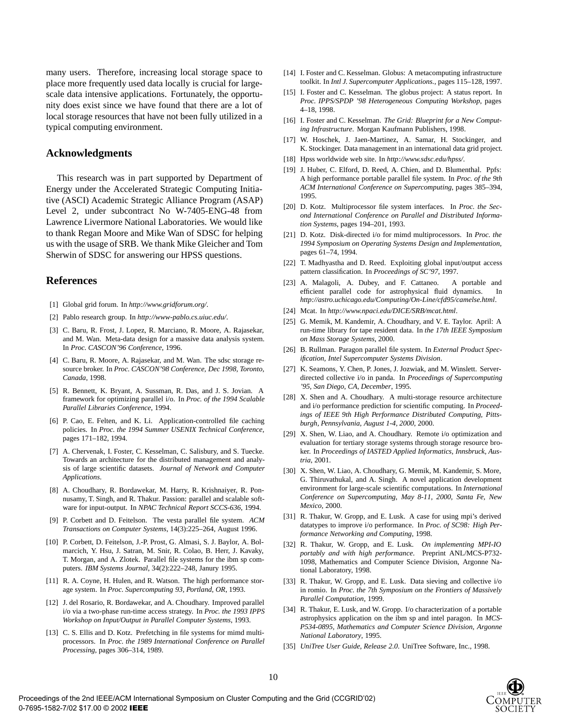many users. Therefore, increasing local storage space to place more frequently used data locally is crucial for large-scale data intensive applications. Fortunately, the opportunity does exist since we have found that there are a lot of local storage resources that have not been fully utilized in a typical computing environment.

## Acknowledgments

This research was in part supported by Department of Energy under the Accelerated Strategic Computing Initiative (ASCI) Academic Strategic Alliance Program (ASAP) Level 2, under subcontract No W-7405-ENG-48 from Lawrence Livermore National Laboratories. We would like to thank Regan Moore and Mike Wan of SDSC for helping us with the usage of SRB. We thank Mike Gleicher and Tom Sherwin of SDSC for answering our HPSS questions.

## References

[1] Global grid forum. In *http://www.gridforum.org/*.

[2] Pablo research group. In *http://www-pablo.cs.uiuc.edu/*.

[3] C. Baru, R. Frost, J. Lopez, R. Marciano, R. Moore, A. Rajasekar, and M. Wan. Meta-data design for a massive data analysis system. In *Proc. CASCON'96 Conference*, 1996.

[4] C. Baru, R. Moore, A. Rajasekar, and M. Wan. The sdsc storage resource broker. In *Proc. CASCON'98 Conference, Dec 1998, Toronto, Canada*, 1998.

[5] R. Bennett, K. Bryant, A. Sussman, R. Das, and J. S. Jovian. A framework for optimizing parallel i/o. In *Proc. of the 1994 Scalable Parallel Libraries Conference*, 1994.

[6] P. Cao, E. Felten, and K. Li. Application-controlled file caching policies. In *Proc. the 1994 Summer USENIX Technical Conference*, pages 171–182, 1994.

[7] A. Chervenak, I. Foster, C. Kesselman, C. Salisbury, and S. Tuecke. Towards an architecture for the distributed management and analysis of large scientific datasets. *Journal of Network and Computer Applications*.

[8] A. Choudhary, R. Bordawekar, M. Harry, R. Krishnaiyer, R. Ponnusamy, T. Singh, and R. Thakur. Passion: parallel and scalable software for input-output. In *NPAC Technical Report SCCS-636*, 1994.

[9] P. Corbett and D. Feitelson. The vesta parallel file system. *ACM Transactions on Computer Systems*, 14(3):225–264, August 1996.

[10] P. Corbett, D. Feitelson, J.-P. Prost, G. Almasi, S. J. Baylor, A. Bolmarcich, Y. Hsu, J. Satran, M. Snir, R. Colao, B. Herr, J. Kavaky, T. Morgan, and A. Zlotek. Parallel file systems for the ibm sp computers. *IBM Systems Journal*, 34(2):222–248, Janury 1995.

[11] R. A. Coyne, H. Hulen, and R. Watson. The high performance storage system. In *Proc. Supercomputing 93, Portland, OR*, 1993.

[12] J. del Rosario, R. Bordawekar, and A. Choudhary. Improved parallel i/o via a two-phase run-time access strategy. In *Proc. the 1993 IPPS Workshop on Input/Output in Parallel Computer Systems*, 1993.

[13] C. S. Ellis and D. Kotz. Prefetching in file systems for mimd multiprocessors. In *Proc. the 1989 International Conference on Parallel Processing*, pages 306–314, 1989.

[14] I. Foster and C. Kesselman. Globus: A metacomputing infrastructure toolkit. In *Intl J. Supercomputer Applications.*, pages 115–128, 1997.

[15] I. Foster and C. Kesselman. The globus project: A status report. In *Proc. IPPS/SPDP '98 Heterogeneous Computing Workshop*, pages 4–18, 1998.

[16] I. Foster and C. Kesselman. *The Grid: Blueprint for a New Computing Infrastructure*. Morgan Kaufmann Publishers, 1998.

[17] W. Hoschek, J. Jaen-Martinez, A. Samar, H. Stockinger, and K. Stockinger. Data management in an international data grid project.

[18] Hpss worldwide web site. In *http://www.sdsc.edu/hpss/*.

[19] J. Huber, C. Elford, D. Reed, A. Chien, and D. Blumenthal. Ppfs: A high performance portable parallel file system. In *Proc. of the 9th ACM International Conference on Supercomputing*, pages 385–394, 1995.

[20] D. Kotz. Multiprocessor file system interfaces. In *Proc. the Second International Conference on Parallel and Distributed Information Systems*, pages 194–201, 1993.

[21] D. Kotz. Disk-directed i/o for mimd multiprocessors. In *Proc. the 1994 Symposium on Operating Systems Design and Implementation*, pages 61–74, 1994.

[22] T. Madhyastha and D. Reed. Exploiting global input/output access pattern classification. In *Proceedings of SC'97*, 1997.

[23] A. Malagoli, A. Dubey, and F. Cattaneo. A portable and efficient parallel code for astrophysical fluid dynamics. In *http://astro.uchicago.edu/Computing/On-Line/cfd95/camelse.html*.

[24] Mcat. In *http://www.npaci.edu/DICE/SRB/mcat.html*.

[25] G. Memik, M. Kandemir, A. Choudhary, and V. E. Taylor. April: A run-time library for tape resident data. In *the 17th IEEE Symposium on Mass Storage Systems*, 2000.

[26] B. Rullman. Paragon parallel file system. In *External Product Specification, Intel Supercomputer Systems Division*.

[27] K. Seamons, Y. Chen, P. Jones, J. Jozwiak, and M. Winslett. Server-directed collective i/o in panda. In *Proceedings of Supercomputing '95, San Diego, CA, December*, 1995.

[28] X. Shen and A. Choudhary. A multi-storage resource architecture and i/o performance prediction for scientific computing. In *Proceedings of IEEE 9th High Performance Distributed Computing, Pittsburgh, Pennsylvania, August 1-4, 2000*, 2000.

[29] X. Shen, W. Liao, and A. Choudhary. Remote i/o optimization and evaluation for tertiary storage systems through storage resource broker. In *Proceedings of IASTED Applied Informatics, Innsbruck, Austria*, 2001.

[30] X. Shen, W. Liao, A. Choudhary, G. Memik, M. Kandemir, S. More, G. Thiruvathukal, and A. Singh. A novel application development environment for large-scale scientific computations. In *International Conference on Supercomputing, May 8-11, 2000, Santa Fe, New Mexico*, 2000.

[31] R. Thakur, W. Gropp, and E. Lusk. A case for using mpi's derived datatypes to improve i/o performance. In *Proc. of SC98: High Performance Networking and Computing*, 1998.

[32] R. Thakur, W. Gropp, and E. Lusk. *On implementing MPI-IO portably and with high performance*. Preprint ANL/MCS-P732-1098, Mathematics and Computer Science Division, Argonne National Laboratory, 1998.

[33] R. Thakur, W. Gropp, and E. Lusk. Data sieving and collective i/o in romio. In *Proc. the 7th Symposium on the Frontiers of Massively Parallel Computation*, 1999.

[34] R. Thakur, E. Lusk, and W. Gropp. I/o characterization of a portable astrophysics application on the ibm sp and intel paragon. In *MCS-P534-0895, Mathematics and Computer Science Division, Argonne National Laboratory*, 1995.

[35] *UniTree User Guide, Release 2.0*. UniTree Software, Inc., 1998.